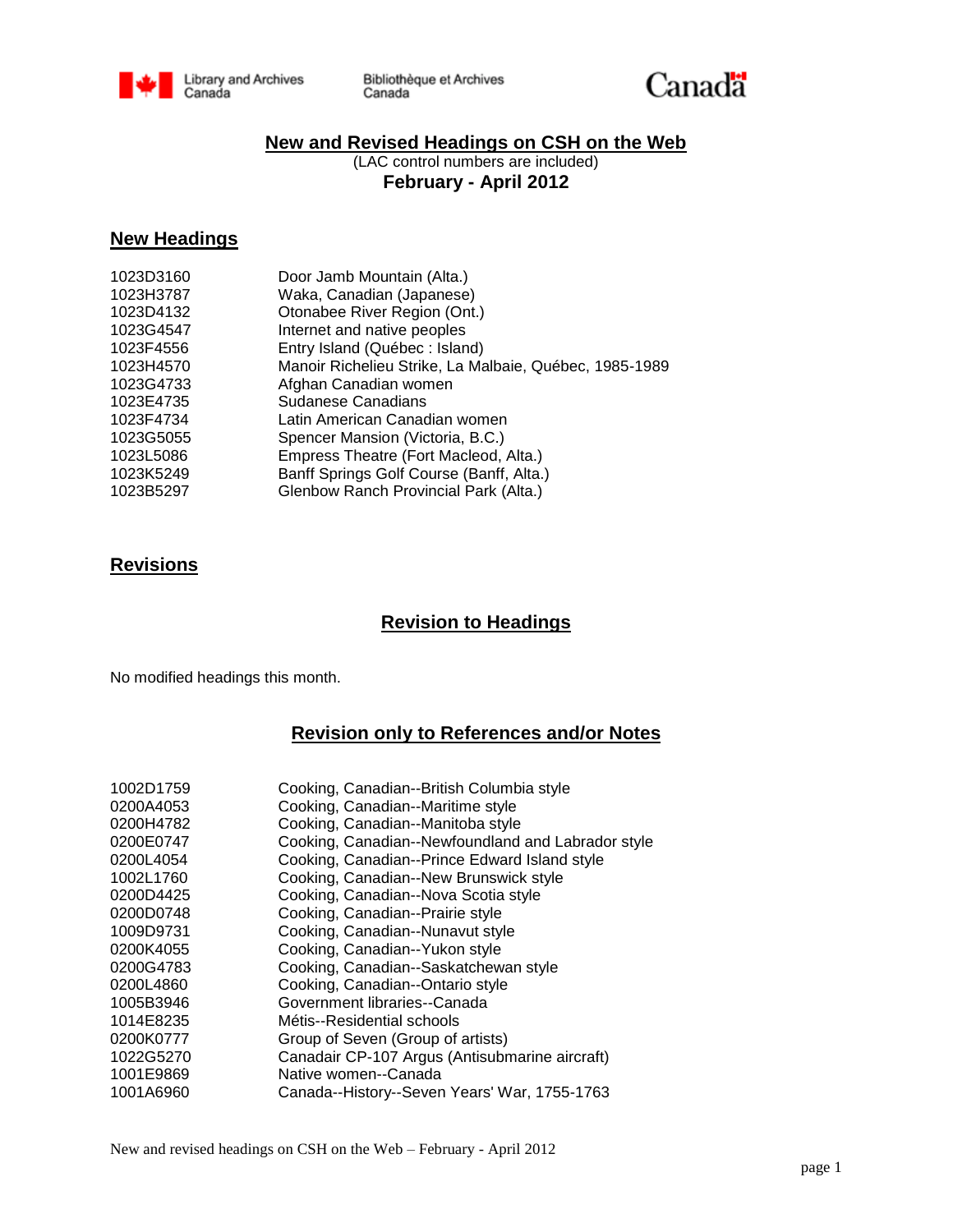Library and Archives Canada | Bibliothèque et Archives Canada | Canada

# New and Revised Headings on CSH on the Web

(LAC control numbers are included)

**February - April 2012**

## New Headings

| | |
|---|---|
| 1023D3160 | Door Jamb Mountain (Alta.) |
| 1023H3787 | Waka, Canadian (Japanese) |
| 1023D4132 | Otonabee River Region (Ont.) |
| 1023G4547 | Internet and native peoples |
| 1023F4556 | Entry Island (Québec : Island) |
| 1023H4570 | Manoir Richelieu Strike, La Malbaie, Québec, 1985-1989 |
| 1023G4733 | Afghan Canadian women |
| 1023E4735 | Sudanese Canadians |
| 1023F4734 | Latin American Canadian women |
| 1023G5055 | Spencer Mansion (Victoria, B.C.) |
| 1023L5086 | Empress Theatre (Fort Macleod, Alta.) |
| 1023K5249 | Banff Springs Golf Course (Banff, Alta.) |
| 1023B5297 | Glenbow Ranch Provincial Park (Alta.) |

## Revisions

### Revision to Headings

No modified headings this month.

### Revision only to References and/or Notes

| | |
|---|---|
| 1002D1759 | Cooking, Canadian--British Columbia style |
| 0200A4053 | Cooking, Canadian--Maritime style |
| 0200H4782 | Cooking, Canadian--Manitoba style |
| 0200E0747 | Cooking, Canadian--Newfoundland and Labrador style |
| 0200L4054 | Cooking, Canadian--Prince Edward Island style |
| 1002L1760 | Cooking, Canadian--New Brunswick style |
| 0200D4425 | Cooking, Canadian--Nova Scotia style |
| 0200D0748 | Cooking, Canadian--Prairie style |
| 1009D9731 | Cooking, Canadian--Nunavut style |
| 0200K4055 | Cooking, Canadian--Yukon style |
| 0200G4783 | Cooking, Canadian--Saskatchewan style |
| 0200L4860 | Cooking, Canadian--Ontario style |
| 1005B3946 | Government libraries--Canada |
| 1014E8235 | Métis--Residential schools |
| 0200K0777 | Group of Seven (Group of artists) |
| 1022G5270 | Canadair CP-107 Argus (Antisubmarine aircraft) |
| 1001E9869 | Native women--Canada |
| 1001A6960 | Canada--History--Seven Years' War, 1755-1763 |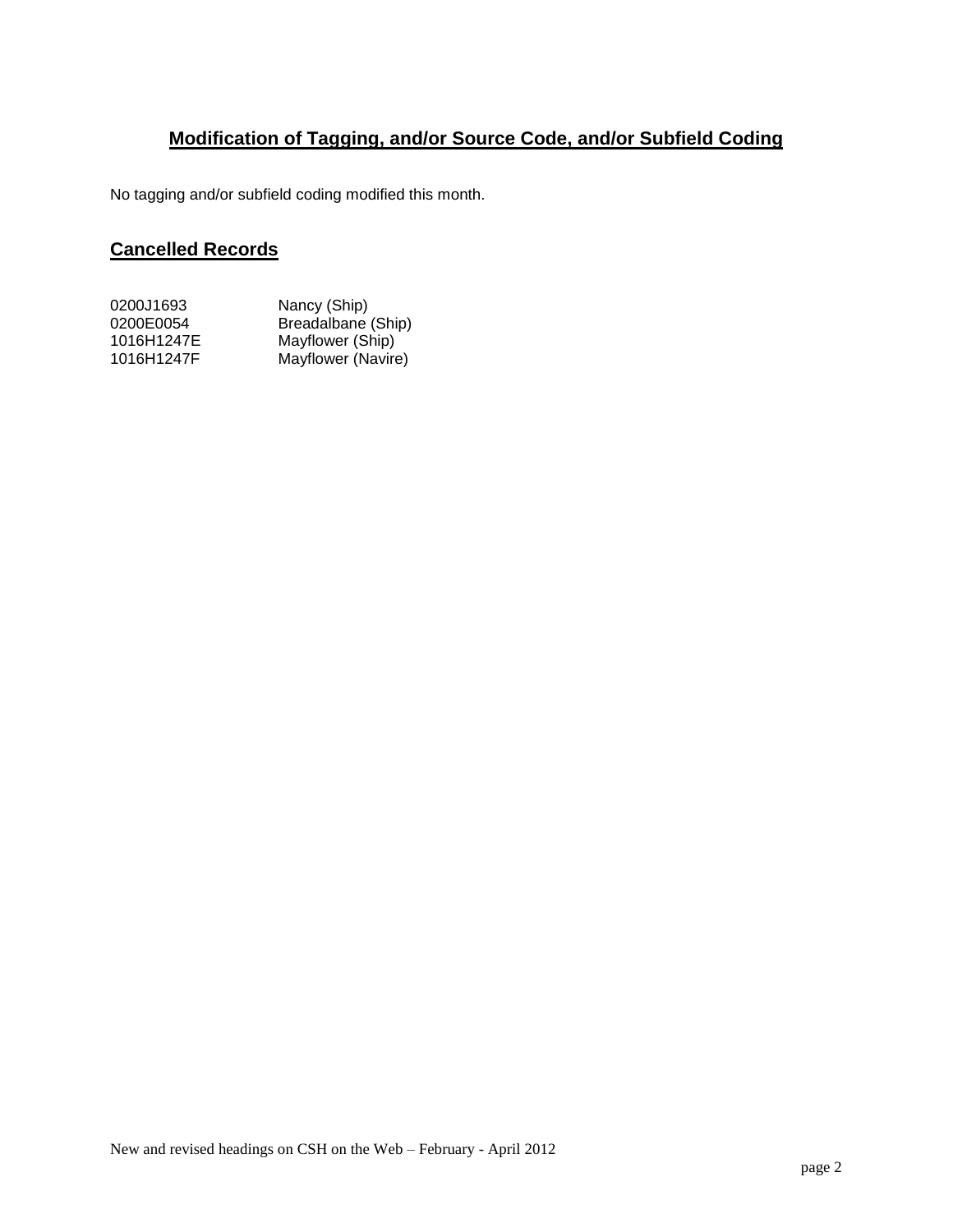## Modification of Tagging, and/or Source Code, and/or Subfield Coding

No tagging and/or subfield coding modified this month.

## Cancelled Records

| | |
|---|---|
| 0200J1693 | Nancy (Ship) |
| 0200E0054 | Breadalbane (Ship) |
| 1016H1247E | Mayflower (Ship) |
| 1016H1247F | Mayflower (Navire) |